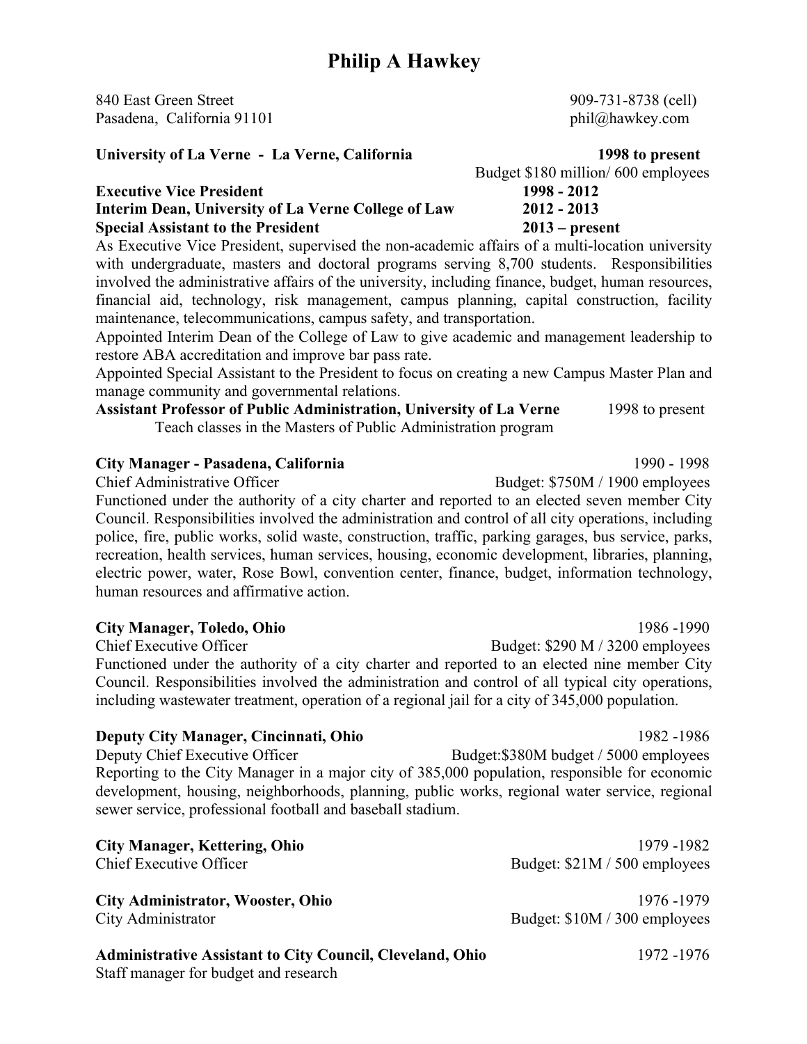# Philip A Hawkey

840 East Green Street  
Pasadena, California 91101

909-731-8738 (cell)  
phil@hawkey.com

**University of La Verne - La Verne, California** — **1998 to present**  
Budget $180 million/ 600 employees

**Executive Vice President** — **1998 - 2012**  
**Interim Dean, University of La Verne College of Law** — **2012 - 2013**  
**Special Assistant to the President** — **2013 – present**

As Executive Vice President, supervised the non-academic affairs of a multi-location university with undergraduate, masters and doctoral programs serving 8,700 students. Responsibilities involved the administrative affairs of the university, including finance, budget, human resources, financial aid, technology, risk management, campus planning, capital construction, facility maintenance, telecommunications, campus safety, and transportation.

Appointed Interim Dean of the College of Law to give academic and management leadership to restore ABA accreditation and improve bar pass rate.

Appointed Special Assistant to the President to focus on creating a new Campus Master Plan and manage community and governmental relations.

**Assistant Professor of Public Administration, University of La Verne** — 1998 to present  
Teach classes in the Masters of Public Administration program

**City Manager - Pasadena, California** — 1990 - 1998  
Chief Administrative Officer — Budget: $750M / 1900 employees

Functioned under the authority of a city charter and reported to an elected seven member City Council. Responsibilities involved the administration and control of all city operations, including police, fire, public works, solid waste, construction, traffic, parking garages, bus service, parks, recreation, health services, human services, housing, economic development, libraries, planning, electric power, water, Rose Bowl, convention center, finance, budget, information technology, human resources and affirmative action.

**City Manager, Toledo, Ohio** — 1986 -1990  
Chief Executive Officer — Budget: $290 M / 3200 employees

Functioned under the authority of a city charter and reported to an elected nine member City Council. Responsibilities involved the administration and control of all typical city operations, including wastewater treatment, operation of a regional jail for a city of 345,000 population.

**Deputy City Manager, Cincinnati, Ohio** — 1982 -1986  
Deputy Chief Executive Officer — Budget:$380M budget / 5000 employees

Reporting to the City Manager in a major city of 385,000 population, responsible for economic development, housing, neighborhoods, planning, public works, regional water service, regional sewer service, professional football and baseball stadium.

**City Manager, Kettering, Ohio** — 1979 -1982  
Chief Executive Officer — Budget: $21M / 500 employees

**City Administrator, Wooster, Ohio** — 1976 -1979  
City Administrator — Budget: $10M / 300 employees

**Administrative Assistant to City Council, Cleveland, Ohio** — 1972 -1976  
Staff manager for budget and research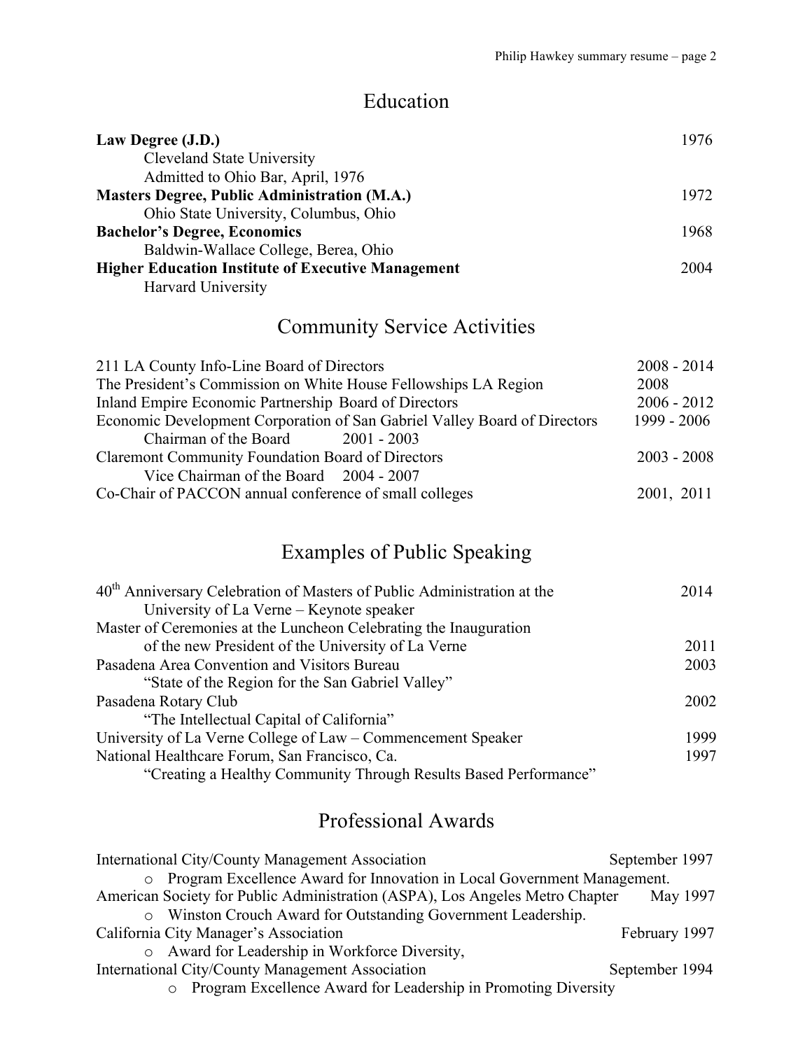## Education

**Law Degree (J.D.)** 1976
Cleveland State University
Admitted to Ohio Bar, April, 1976

**Masters Degree, Public Administration (M.A.)** 1972
Ohio State University, Columbus, Ohio

**Bachelor's Degree, Economics** 1968
Baldwin-Wallace College, Berea, Ohio

**Higher Education Institute of Executive Management** 2004
Harvard University

## Community Service Activities

211 LA County Info-Line Board of Directors 2008 - 2014
The President's Commission on White House Fellowships LA Region 2008
Inland Empire Economic Partnership Board of Directors 2006 - 2012
Economic Development Corporation of San Gabriel Valley Board of Directors 1999 - 2006
Chairman of the Board 2001 - 2003
Claremont Community Foundation Board of Directors 2003 - 2008
Vice Chairman of the Board 2004 - 2007
Co-Chair of PACCON annual conference of small colleges 2001, 2011

## Examples of Public Speaking

40th Anniversary Celebration of Masters of Public Administration at the University of La Verne – Keynote speaker 2014
Master of Ceremonies at the Luncheon Celebrating the Inauguration of the new President of the University of La Verne 2011
Pasadena Area Convention and Visitors Bureau 2003
"State of the Region for the San Gabriel Valley"
Pasadena Rotary Club 2002
"The Intellectual Capital of California"
University of La Verne College of Law – Commencement Speaker 1999
National Healthcare Forum, San Francisco, Ca. 1997
"Creating a Healthy Community Through Results Based Performance"

## Professional Awards

International City/County Management Association September 1997
- Program Excellence Award for Innovation in Local Government Management.

American Society for Public Administration (ASPA), Los Angeles Metro Chapter May 1997
- Winston Crouch Award for Outstanding Government Leadership.

California City Manager's Association February 1997
- Award for Leadership in Workforce Diversity,

International City/County Management Association September 1994
- Program Excellence Award for Leadership in Promoting Diversity